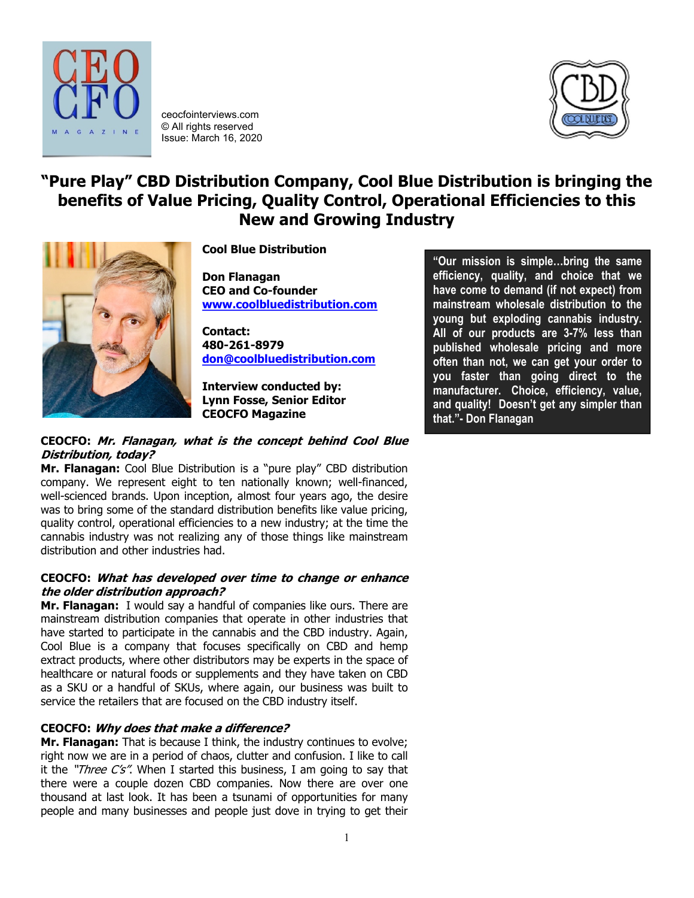ceocfointerviews.com
© All rights reserved
Issue: March 16, 2020

# "Pure Play" CBD Distribution Company, Cool Blue Distribution is bringing the benefits of Value Pricing, Quality Control, Operational Efficiencies to this New and Growing Industry

**Cool Blue Distribution**

**Don Flanagan**
**CEO and Co-founder**
**www.coolbluedistribution.com**

**Contact:**
**480-261-8979**
**don@coolbluedistribution.com**

**Interview conducted by:**
**Lynn Fosse, Senior Editor**
**CEOCFO Magazine**

> **"Our mission is simple…bring the same efficiency, quality, and choice that we have come to demand (if not expect) from mainstream wholesale distribution to the young but exploding cannabis industry. All of our products are 3-7% less than published wholesale pricing and more often than not, we can get your order to you faster than going direct to the manufacturer. Choice, efficiency, value, and quality! Doesn't get any simpler than that."- Don Flanagan**

**CEOCFO: *Mr. Flanagan, what is the concept behind Cool Blue Distribution, today?***

**Mr. Flanagan:** Cool Blue Distribution is a "pure play" CBD distribution company. We represent eight to ten nationally known; well-financed, well-scienced brands. Upon inception, almost four years ago, the desire was to bring some of the standard distribution benefits like value pricing, quality control, operational efficiencies to a new industry; at the time the cannabis industry was not realizing any of those things like mainstream distribution and other industries had.

**CEOCFO: *What has developed over time to change or enhance the older distribution approach?***

**Mr. Flanagan:** I would say a handful of companies like ours. There are mainstream distribution companies that operate in other industries that have started to participate in the cannabis and the CBD industry. Again, Cool Blue is a company that focuses specifically on CBD and hemp extract products, where other distributors may be experts in the space of healthcare or natural foods or supplements and they have taken on CBD as a SKU or a handful of SKUs, where again, our business was built to service the retailers that are focused on the CBD industry itself.

**CEOCFO: *Why does that make a difference?***

**Mr. Flanagan:** That is because I think, the industry continues to evolve; right now we are in a period of chaos, clutter and confusion. I like to call it the *"Three C's"*. When I started this business, I am going to say that there were a couple dozen CBD companies. Now there are over one thousand at last look. It has been a tsunami of opportunities for many people and many businesses and people just dove in trying to get their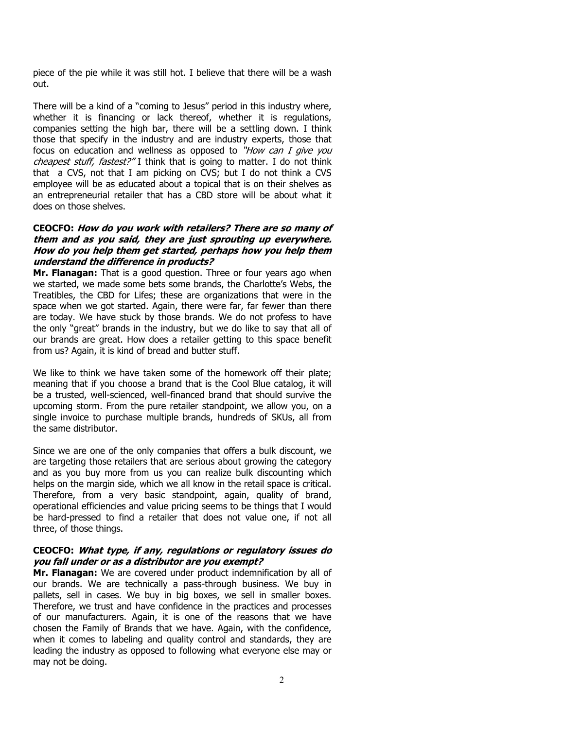piece of the pie while it was still hot. I believe that there will be a wash out.

There will be a kind of a "coming to Jesus" period in this industry where, whether it is financing or lack thereof, whether it is regulations, companies setting the high bar, there will be a settling down. I think those that specify in the industry and are industry experts, those that focus on education and wellness as opposed to *"How can I give you cheapest stuff, fastest?"* I think that is going to matter. I do not think that a CVS, not that I am picking on CVS; but I do not think a CVS employee will be as educated about a topical that is on their shelves as an entrepreneurial retailer that has a CBD store will be about what it does on those shelves.

**CEOCFO: *How do you work with retailers? There are so many of them and as you said, they are just sprouting up everywhere. How do you help them get started, perhaps how you help them understand the difference in products?***

**Mr. Flanagan:** That is a good question. Three or four years ago when we started, we made some bets some brands, the Charlotte's Webs, the Treatibles, the CBD for Lifes; these are organizations that were in the space when we got started. Again, there were far, far fewer than there are today. We have stuck by those brands. We do not profess to have the only "great" brands in the industry, but we do like to say that all of our brands are great. How does a retailer getting to this space benefit from us? Again, it is kind of bread and butter stuff.

We like to think we have taken some of the homework off their plate; meaning that if you choose a brand that is the Cool Blue catalog, it will be a trusted, well-scienced, well-financed brand that should survive the upcoming storm. From the pure retailer standpoint, we allow you, on a single invoice to purchase multiple brands, hundreds of SKUs, all from the same distributor.

Since we are one of the only companies that offers a bulk discount, we are targeting those retailers that are serious about growing the category and as you buy more from us you can realize bulk discounting which helps on the margin side, which we all know in the retail space is critical. Therefore, from a very basic standpoint, again, quality of brand, operational efficiencies and value pricing seems to be things that I would be hard-pressed to find a retailer that does not value one, if not all three, of those things.

**CEOCFO: *What type, if any, regulations or regulatory issues do you fall under or as a distributor are you exempt?***

**Mr. Flanagan:** We are covered under product indemnification by all of our brands. We are technically a pass-through business. We buy in pallets, sell in cases. We buy in big boxes, we sell in smaller boxes. Therefore, we trust and have confidence in the practices and processes of our manufacturers. Again, it is one of the reasons that we have chosen the Family of Brands that we have. Again, with the confidence, when it comes to labeling and quality control and standards, they are leading the industry as opposed to following what everyone else may or may not be doing.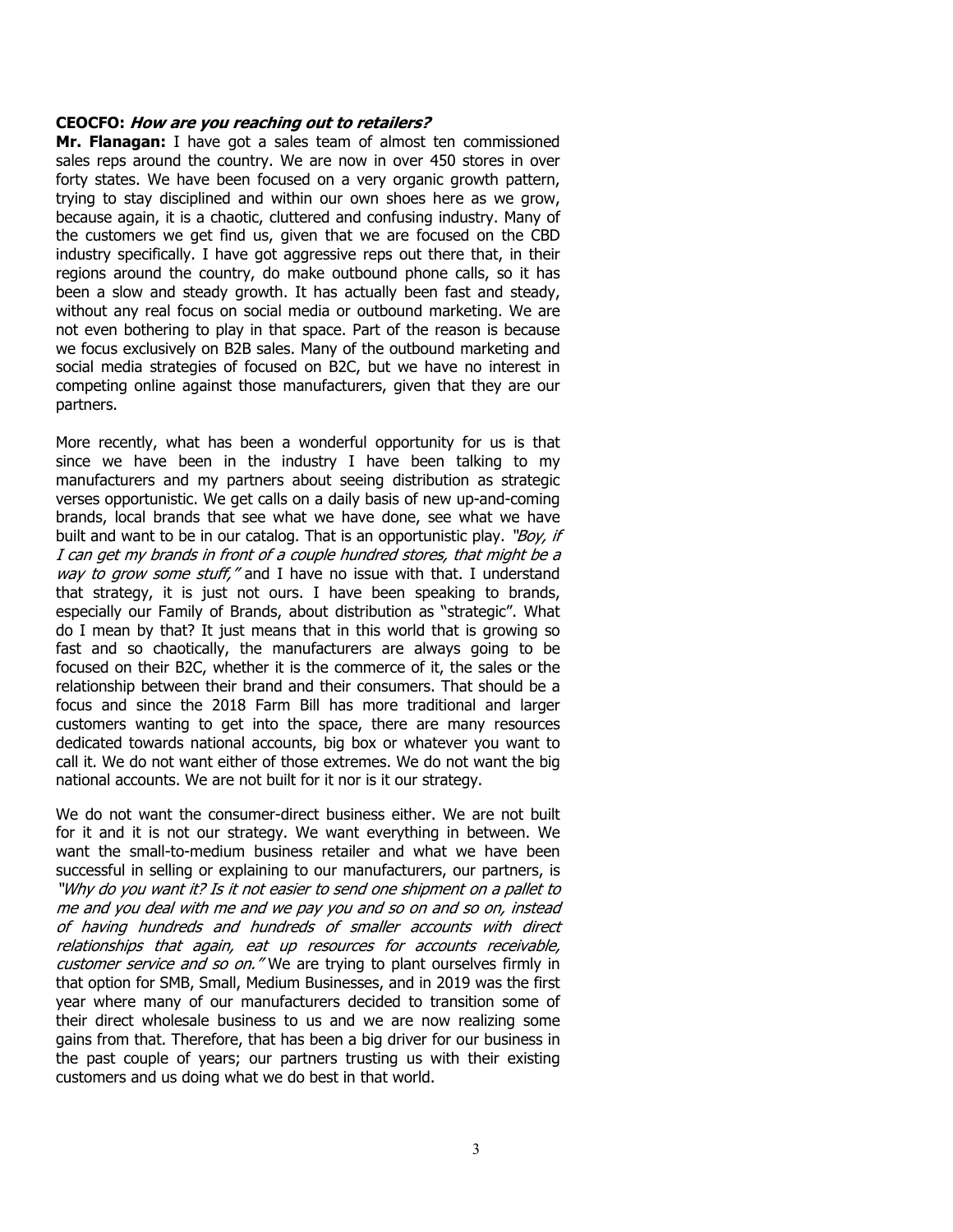**CEOCFO:** ***How are you reaching out to retailers?***

**Mr. Flanagan:** I have got a sales team of almost ten commissioned sales reps around the country. We are now in over 450 stores in over forty states. We have been focused on a very organic growth pattern, trying to stay disciplined and within our own shoes here as we grow, because again, it is a chaotic, cluttered and confusing industry. Many of the customers we get find us, given that we are focused on the CBD industry specifically. I have got aggressive reps out there that, in their regions around the country, do make outbound phone calls, so it has been a slow and steady growth. It has actually been fast and steady, without any real focus on social media or outbound marketing. We are not even bothering to play in that space. Part of the reason is because we focus exclusively on B2B sales. Many of the outbound marketing and social media strategies of focused on B2C, but we have no interest in competing online against those manufacturers, given that they are our partners.

More recently, what has been a wonderful opportunity for us is that since we have been in the industry I have been talking to my manufacturers and my partners about seeing distribution as strategic verses opportunistic. We get calls on a daily basis of new up-and-coming brands, local brands that see what we have done, see what we have built and want to be in our catalog. That is an opportunistic play. *"Boy, if I can get my brands in front of a couple hundred stores, that might be a way to grow some stuff,"* and I have no issue with that. I understand that strategy, it is just not ours. I have been speaking to brands, especially our Family of Brands, about distribution as "strategic". What do I mean by that? It just means that in this world that is growing so fast and so chaotically, the manufacturers are always going to be focused on their B2C, whether it is the commerce of it, the sales or the relationship between their brand and their consumers. That should be a focus and since the 2018 Farm Bill has more traditional and larger customers wanting to get into the space, there are many resources dedicated towards national accounts, big box or whatever you want to call it. We do not want either of those extremes. We do not want the big national accounts. We are not built for it nor is it our strategy.

We do not want the consumer-direct business either. We are not built for it and it is not our strategy. We want everything in between. We want the small-to-medium business retailer and what we have been successful in selling or explaining to our manufacturers, our partners, is *"Why do you want it? Is it not easier to send one shipment on a pallet to me and you deal with me and we pay you and so on and so on, instead of having hundreds and hundreds of smaller accounts with direct relationships that again, eat up resources for accounts receivable, customer service and so on."* We are trying to plant ourselves firmly in that option for SMB, Small, Medium Businesses, and in 2019 was the first year where many of our manufacturers decided to transition some of their direct wholesale business to us and we are now realizing some gains from that. Therefore, that has been a big driver for our business in the past couple of years; our partners trusting us with their existing customers and us doing what we do best in that world.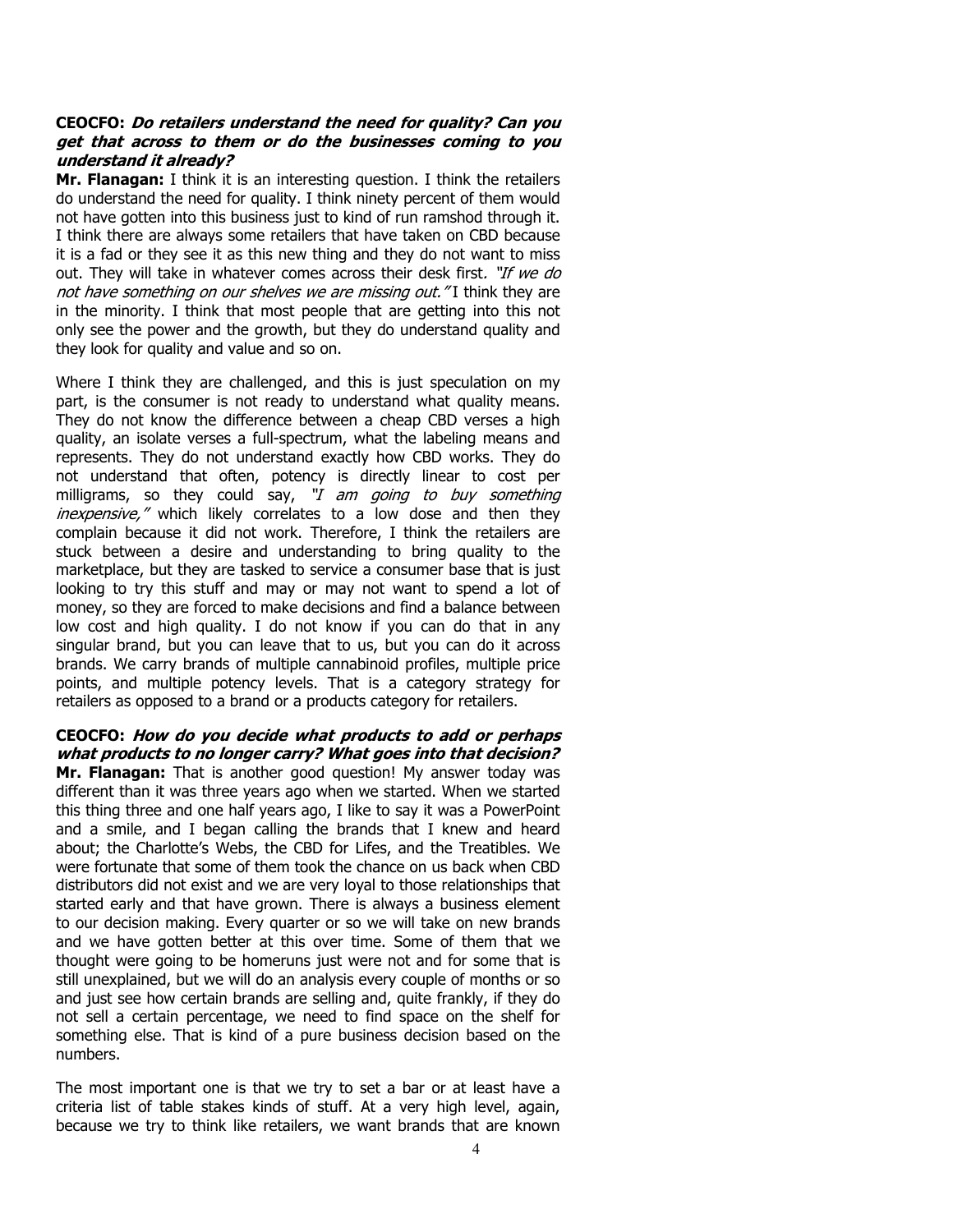**CEOCFO: *Do retailers understand the need for quality? Can you get that across to them or do the businesses coming to you understand it already?***

**Mr. Flanagan:** I think it is an interesting question. I think the retailers do understand the need for quality. I think ninety percent of them would not have gotten into this business just to kind of run ramshod through it. I think there are always some retailers that have taken on CBD because it is a fad or they see it as this new thing and they do not want to miss out. They will take in whatever comes across their desk first. *"If we do not have something on our shelves we are missing out."* I think they are in the minority. I think that most people that are getting into this not only see the power and the growth, but they do understand quality and they look for quality and value and so on.

Where I think they are challenged, and this is just speculation on my part, is the consumer is not ready to understand what quality means. They do not know the difference between a cheap CBD verses a high quality, an isolate verses a full-spectrum, what the labeling means and represents. They do not understand exactly how CBD works. They do not understand that often, potency is directly linear to cost per milligrams, so they could say, *"I am going to buy something inexpensive,"* which likely correlates to a low dose and then they complain because it did not work. Therefore, I think the retailers are stuck between a desire and understanding to bring quality to the marketplace, but they are tasked to service a consumer base that is just looking to try this stuff and may or may not want to spend a lot of money, so they are forced to make decisions and find a balance between low cost and high quality. I do not know if you can do that in any singular brand, but you can leave that to us, but you can do it across brands. We carry brands of multiple cannabinoid profiles, multiple price points, and multiple potency levels. That is a category strategy for retailers as opposed to a brand or a products category for retailers.

**CEOCFO: *How do you decide what products to add or perhaps what products to no longer carry? What goes into that decision?***

**Mr. Flanagan:** That is another good question! My answer today was different than it was three years ago when we started. When we started this thing three and one half years ago, I like to say it was a PowerPoint and a smile, and I began calling the brands that I knew and heard about; the Charlotte's Webs, the CBD for Lifes, and the Treatibles. We were fortunate that some of them took the chance on us back when CBD distributors did not exist and we are very loyal to those relationships that started early and that have grown. There is always a business element to our decision making. Every quarter or so we will take on new brands and we have gotten better at this over time. Some of them that we thought were going to be homeruns just were not and for some that is still unexplained, but we will do an analysis every couple of months or so and just see how certain brands are selling and, quite frankly, if they do not sell a certain percentage, we need to find space on the shelf for something else. That is kind of a pure business decision based on the numbers.

The most important one is that we try to set a bar or at least have a criteria list of table stakes kinds of stuff. At a very high level, again, because we try to think like retailers, we want brands that are known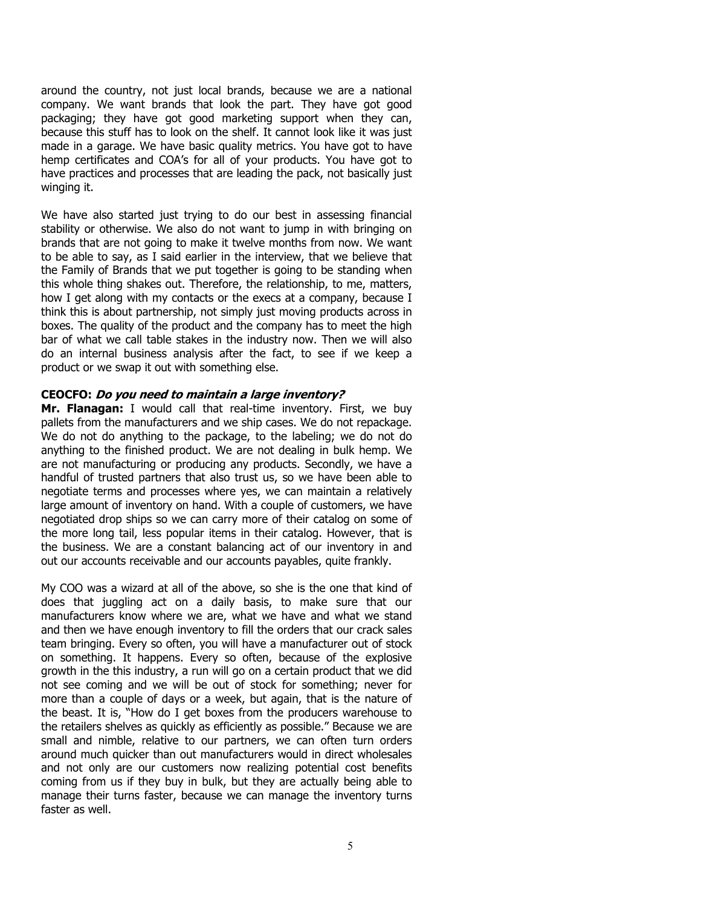around the country, not just local brands, because we are a national company. We want brands that look the part. They have got good packaging; they have got good marketing support when they can, because this stuff has to look on the shelf. It cannot look like it was just made in a garage. We have basic quality metrics. You have got to have hemp certificates and COA's for all of your products. You have got to have practices and processes that are leading the pack, not basically just winging it.

We have also started just trying to do our best in assessing financial stability or otherwise. We also do not want to jump in with bringing on brands that are not going to make it twelve months from now. We want to be able to say, as I said earlier in the interview, that we believe that the Family of Brands that we put together is going to be standing when this whole thing shakes out. Therefore, the relationship, to me, matters, how I get along with my contacts or the execs at a company, because I think this is about partnership, not simply just moving products across in boxes. The quality of the product and the company has to meet the high bar of what we call table stakes in the industry now. Then we will also do an internal business analysis after the fact, to see if we keep a product or we swap it out with something else.

**CEOCFO: *Do you need to maintain a large inventory?***

**Mr. Flanagan:** I would call that real-time inventory. First, we buy pallets from the manufacturers and we ship cases. We do not repackage. We do not do anything to the package, to the labeling; we do not do anything to the finished product. We are not dealing in bulk hemp. We are not manufacturing or producing any products. Secondly, we have a handful of trusted partners that also trust us, so we have been able to negotiate terms and processes where yes, we can maintain a relatively large amount of inventory on hand. With a couple of customers, we have negotiated drop ships so we can carry more of their catalog on some of the more long tail, less popular items in their catalog. However, that is the business. We are a constant balancing act of our inventory in and out our accounts receivable and our accounts payables, quite frankly.

My COO was a wizard at all of the above, so she is the one that kind of does that juggling act on a daily basis, to make sure that our manufacturers know where we are, what we have and what we stand and then we have enough inventory to fill the orders that our crack sales team bringing. Every so often, you will have a manufacturer out of stock on something. It happens. Every so often, because of the explosive growth in the this industry, a run will go on a certain product that we did not see coming and we will be out of stock for something; never for more than a couple of days or a week, but again, that is the nature of the beast. It is, "How do I get boxes from the producers warehouse to the retailers shelves as quickly as efficiently as possible." Because we are small and nimble, relative to our partners, we can often turn orders around much quicker than out manufacturers would in direct wholesales and not only are our customers now realizing potential cost benefits coming from us if they buy in bulk, but they are actually being able to manage their turns faster, because we can manage the inventory turns faster as well.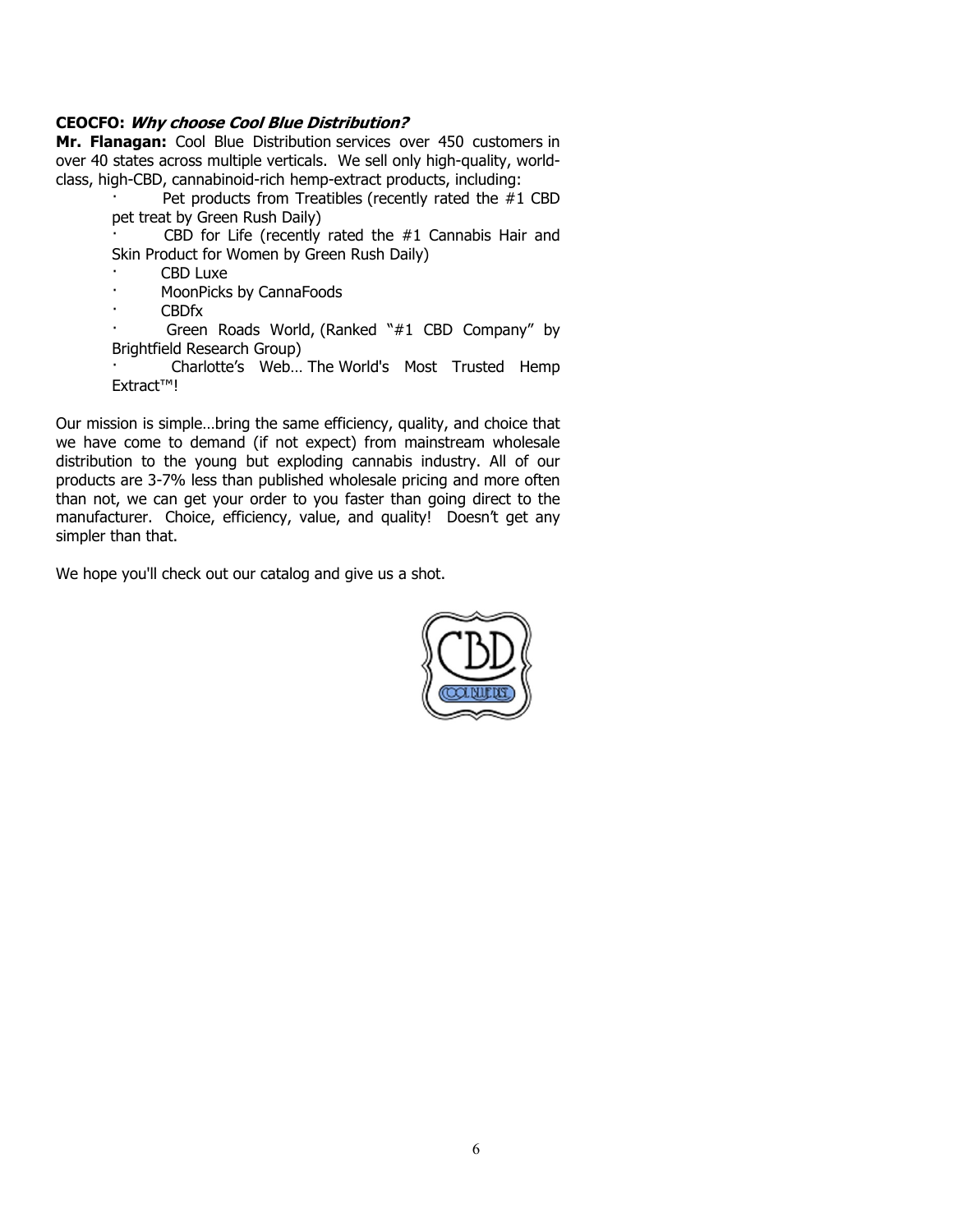**CEOCFO: *Why choose Cool Blue Distribution?***

**Mr. Flanagan:** Cool Blue Distribution services over 450 customers in over 40 states across multiple verticals. We sell only high-quality, world-class, high-CBD, cannabinoid-rich hemp-extract products, including:

- Pet products from Treatibles (recently rated the #1 CBD pet treat by Green Rush Daily)
- CBD for Life (recently rated the #1 Cannabis Hair and Skin Product for Women by Green Rush Daily)
- CBD Luxe
- MoonPicks by CannaFoods
- CBDfx
- Green Roads World, (Ranked "#1 CBD Company" by Brightfield Research Group)
- Charlotte's Web… The World's Most Trusted Hemp Extract™!

Our mission is simple…bring the same efficiency, quality, and choice that we have come to demand (if not expect) from mainstream wholesale distribution to the young but exploding cannabis industry. All of our products are 3-7% less than published wholesale pricing and more often than not, we can get your order to you faster than going direct to the manufacturer. Choice, efficiency, value, and quality! Doesn't get any simpler than that.

We hope you'll check out our catalog and give us a shot.